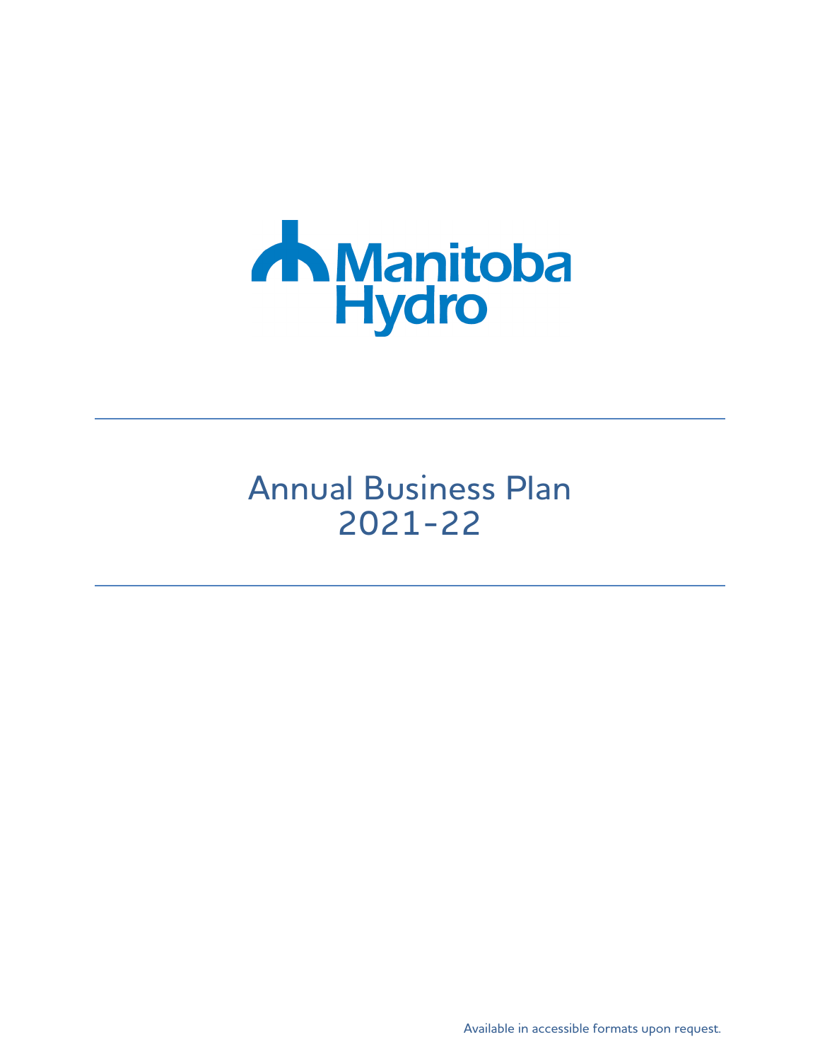Manitoba Hydro

# Annual Business Plan 2021-22

Available in accessible formats upon request.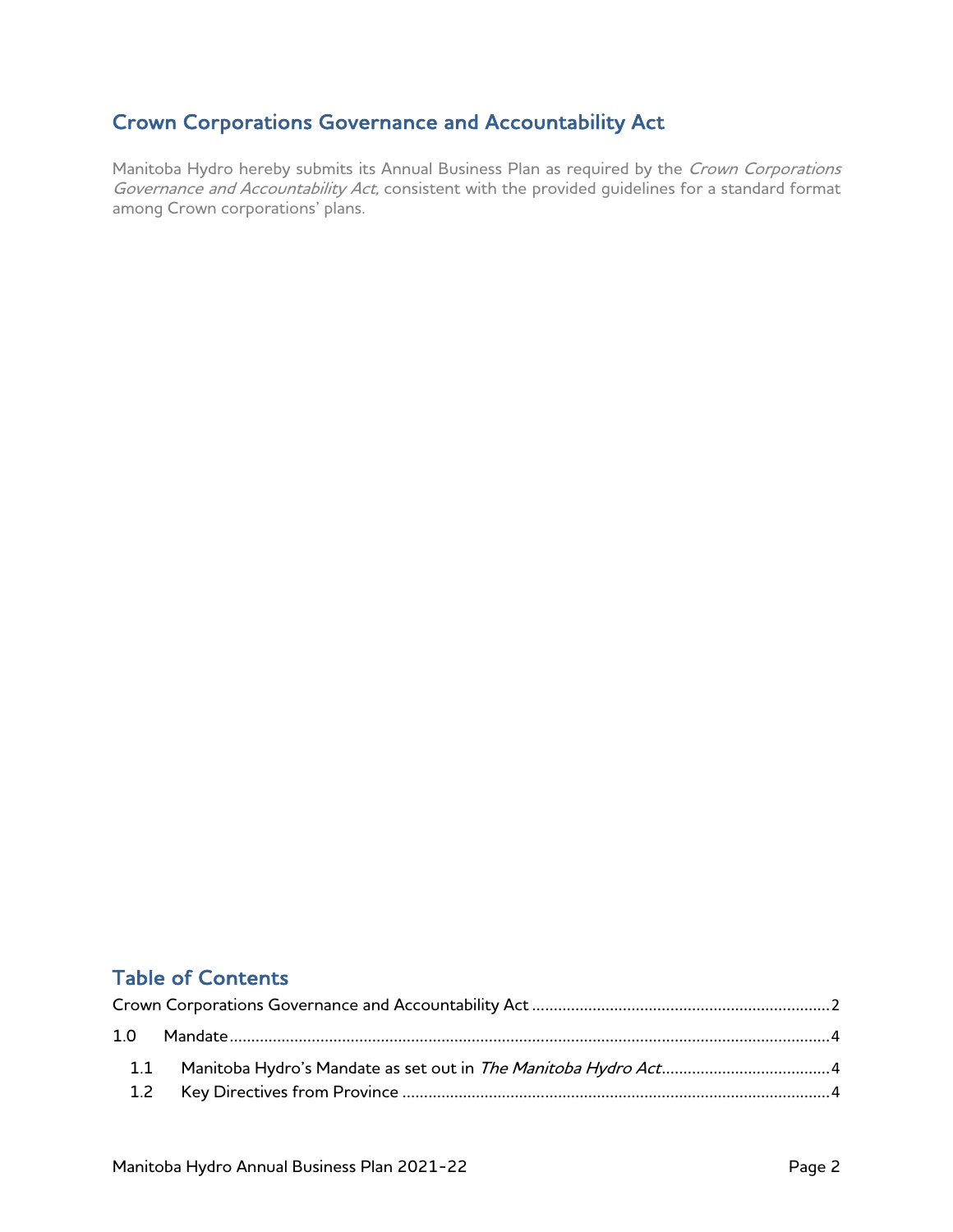## Crown Corporations Governance and Accountability Act

Manitoba Hydro hereby submits its Annual Business Plan as required by the *Crown Corporations Governance and Accountability Act*, consistent with the provided guidelines for a standard format among Crown corporations' plans.

## Table of Contents

Crown Corporations Governance and Accountability Act .......... 2

1.0 Mandate .......... 4

- 1.1 Manitoba Hydro's Mandate as set out in *The Manitoba Hydro Act* .......... 4
- 1.2 Key Directives from Province .......... 4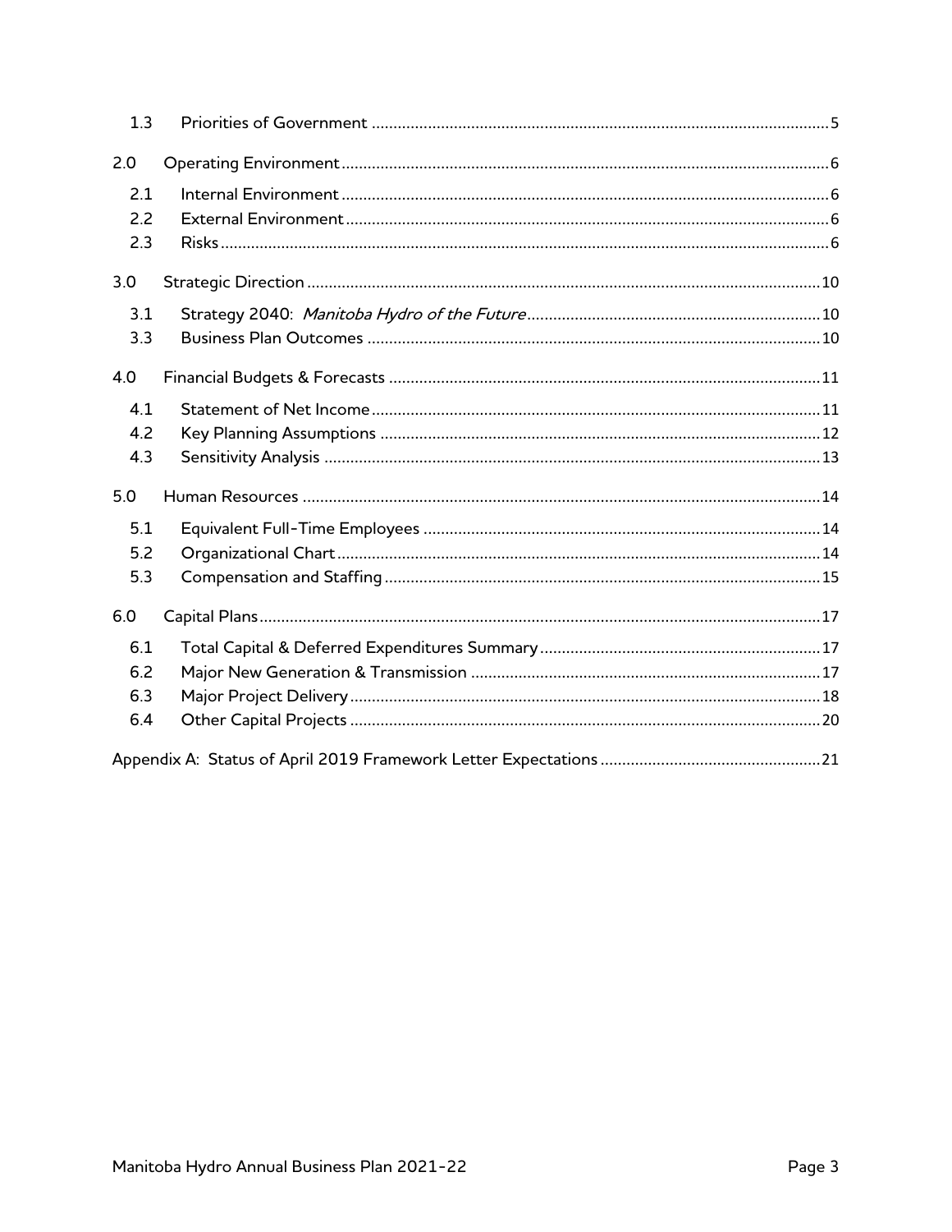| | | |
|---|---|---|
| 1.3 | Priorities of Government | 5 |
| 2.0 | Operating Environment | 6 |
| 2.1 | Internal Environment | 6 |
| 2.2 | External Environment | 6 |
| 2.3 | Risks | 6 |
| 3.0 | Strategic Direction | 10 |
| 3.1 | Strategy 2040: *Manitoba Hydro of the Future* | 10 |
| 3.3 | Business Plan Outcomes | 10 |
| 4.0 | Financial Budgets & Forecasts | 11 |
| 4.1 | Statement of Net Income | 11 |
| 4.2 | Key Planning Assumptions | 12 |
| 4.3 | Sensitivity Analysis | 13 |
| 5.0 | Human Resources | 14 |
| 5.1 | Equivalent Full-Time Employees | 14 |
| 5.2 | Organizational Chart | 14 |
| 5.3 | Compensation and Staffing | 15 |
| 6.0 | Capital Plans | 17 |
| 6.1 | Total Capital & Deferred Expenditures Summary | 17 |
| 6.2 | Major New Generation & Transmission | 17 |
| 6.3 | Major Project Delivery | 18 |
| 6.4 | Other Capital Projects | 20 |
| Appendix A: | Status of April 2019 Framework Letter Expectations | 21 |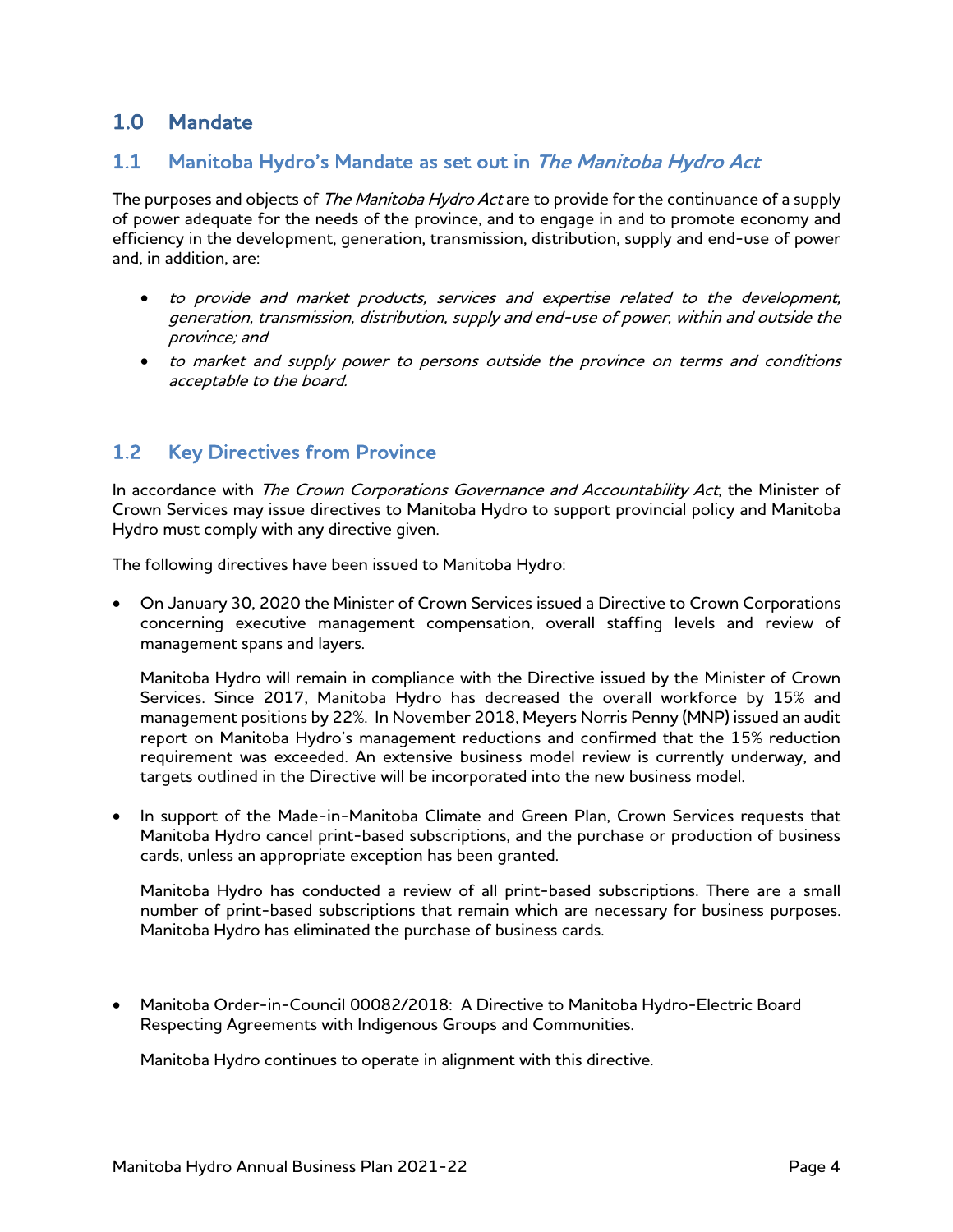# 1.0 Mandate

## 1.1 Manitoba Hydro's Mandate as set out in *The Manitoba Hydro Act*

The purposes and objects of *The Manitoba Hydro Act* are to provide for the continuance of a supply of power adequate for the needs of the province, and to engage in and to promote economy and efficiency in the development, generation, transmission, distribution, supply and end-use of power and, in addition, are:

- *to provide and market products, services and expertise related to the development, generation, transmission, distribution, supply and end-use of power, within and outside the province; and*
- *to market and supply power to persons outside the province on terms and conditions acceptable to the board.*

## 1.2 Key Directives from Province

In accordance with *The Crown Corporations Governance and Accountability Act*, the Minister of Crown Services may issue directives to Manitoba Hydro to support provincial policy and Manitoba Hydro must comply with any directive given.

The following directives have been issued to Manitoba Hydro:

- On January 30, 2020 the Minister of Crown Services issued a Directive to Crown Corporations concerning executive management compensation, overall staffing levels and review of management spans and layers.

  Manitoba Hydro will remain in compliance with the Directive issued by the Minister of Crown Services. Since 2017, Manitoba Hydro has decreased the overall workforce by 15% and management positions by 22%. In November 2018, Meyers Norris Penny (MNP) issued an audit report on Manitoba Hydro's management reductions and confirmed that the 15% reduction requirement was exceeded. An extensive business model review is currently underway, and targets outlined in the Directive will be incorporated into the new business model.

- In support of the Made-in-Manitoba Climate and Green Plan, Crown Services requests that Manitoba Hydro cancel print-based subscriptions, and the purchase or production of business cards, unless an appropriate exception has been granted.

  Manitoba Hydro has conducted a review of all print-based subscriptions. There are a small number of print-based subscriptions that remain which are necessary for business purposes. Manitoba Hydro has eliminated the purchase of business cards.

- Manitoba Order-in-Council 00082/2018: A Directive to Manitoba Hydro-Electric Board Respecting Agreements with Indigenous Groups and Communities.

  Manitoba Hydro continues to operate in alignment with this directive.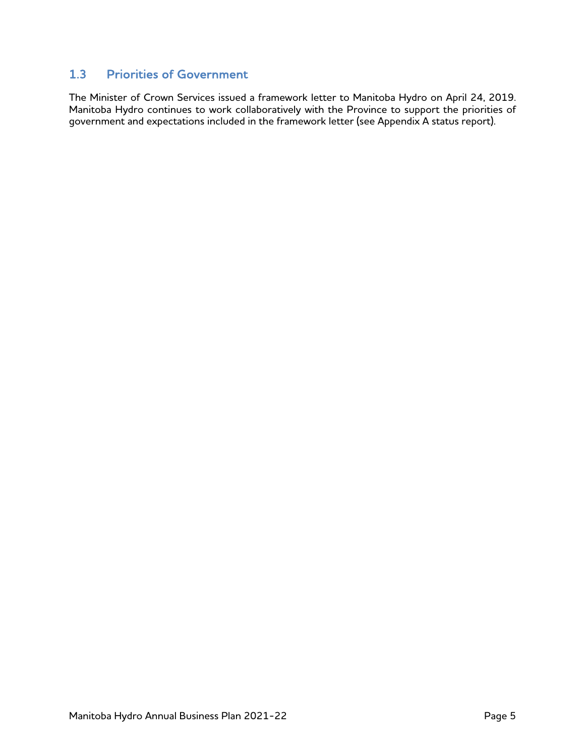## 1.3 Priorities of Government

The Minister of Crown Services issued a framework letter to Manitoba Hydro on April 24, 2019. Manitoba Hydro continues to work collaboratively with the Province to support the priorities of government and expectations included in the framework letter (see Appendix A status report).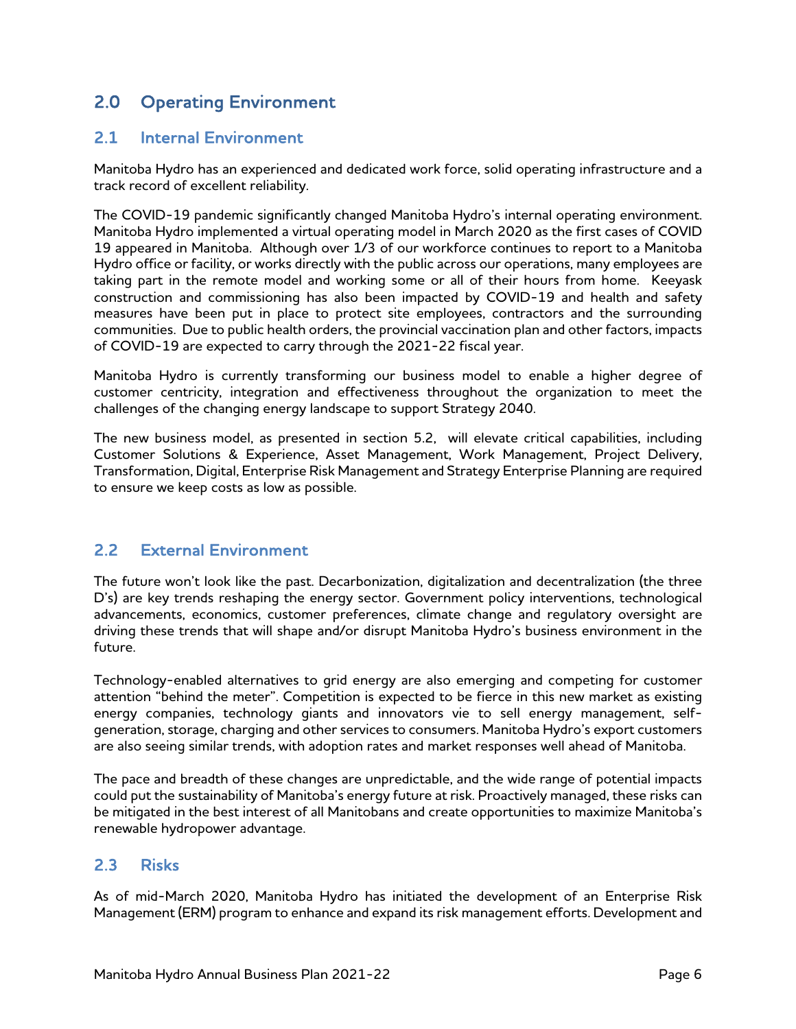## 2.0 Operating Environment

### 2.1 Internal Environment

Manitoba Hydro has an experienced and dedicated work force, solid operating infrastructure and a track record of excellent reliability.

The COVID-19 pandemic significantly changed Manitoba Hydro's internal operating environment. Manitoba Hydro implemented a virtual operating model in March 2020 as the first cases of COVID 19 appeared in Manitoba. Although over 1/3 of our workforce continues to report to a Manitoba Hydro office or facility, or works directly with the public across our operations, many employees are taking part in the remote model and working some or all of their hours from home. Keeyask construction and commissioning has also been impacted by COVID-19 and health and safety measures have been put in place to protect site employees, contractors and the surrounding communities. Due to public health orders, the provincial vaccination plan and other factors, impacts of COVID-19 are expected to carry through the 2021-22 fiscal year.

Manitoba Hydro is currently transforming our business model to enable a higher degree of customer centricity, integration and effectiveness throughout the organization to meet the challenges of the changing energy landscape to support Strategy 2040.

The new business model, as presented in section 5.2, will elevate critical capabilities, including Customer Solutions & Experience, Asset Management, Work Management, Project Delivery, Transformation, Digital, Enterprise Risk Management and Strategy Enterprise Planning are required to ensure we keep costs as low as possible.

### 2.2 External Environment

The future won't look like the past. Decarbonization, digitalization and decentralization (the three D's) are key trends reshaping the energy sector. Government policy interventions, technological advancements, economics, customer preferences, climate change and regulatory oversight are driving these trends that will shape and/or disrupt Manitoba Hydro's business environment in the future.

Technology-enabled alternatives to grid energy are also emerging and competing for customer attention "behind the meter". Competition is expected to be fierce in this new market as existing energy companies, technology giants and innovators vie to sell energy management, self-generation, storage, charging and other services to consumers. Manitoba Hydro's export customers are also seeing similar trends, with adoption rates and market responses well ahead of Manitoba.

The pace and breadth of these changes are unpredictable, and the wide range of potential impacts could put the sustainability of Manitoba's energy future at risk. Proactively managed, these risks can be mitigated in the best interest of all Manitobans and create opportunities to maximize Manitoba's renewable hydropower advantage.

### 2.3 Risks

As of mid-March 2020, Manitoba Hydro has initiated the development of an Enterprise Risk Management (ERM) program to enhance and expand its risk management efforts. Development and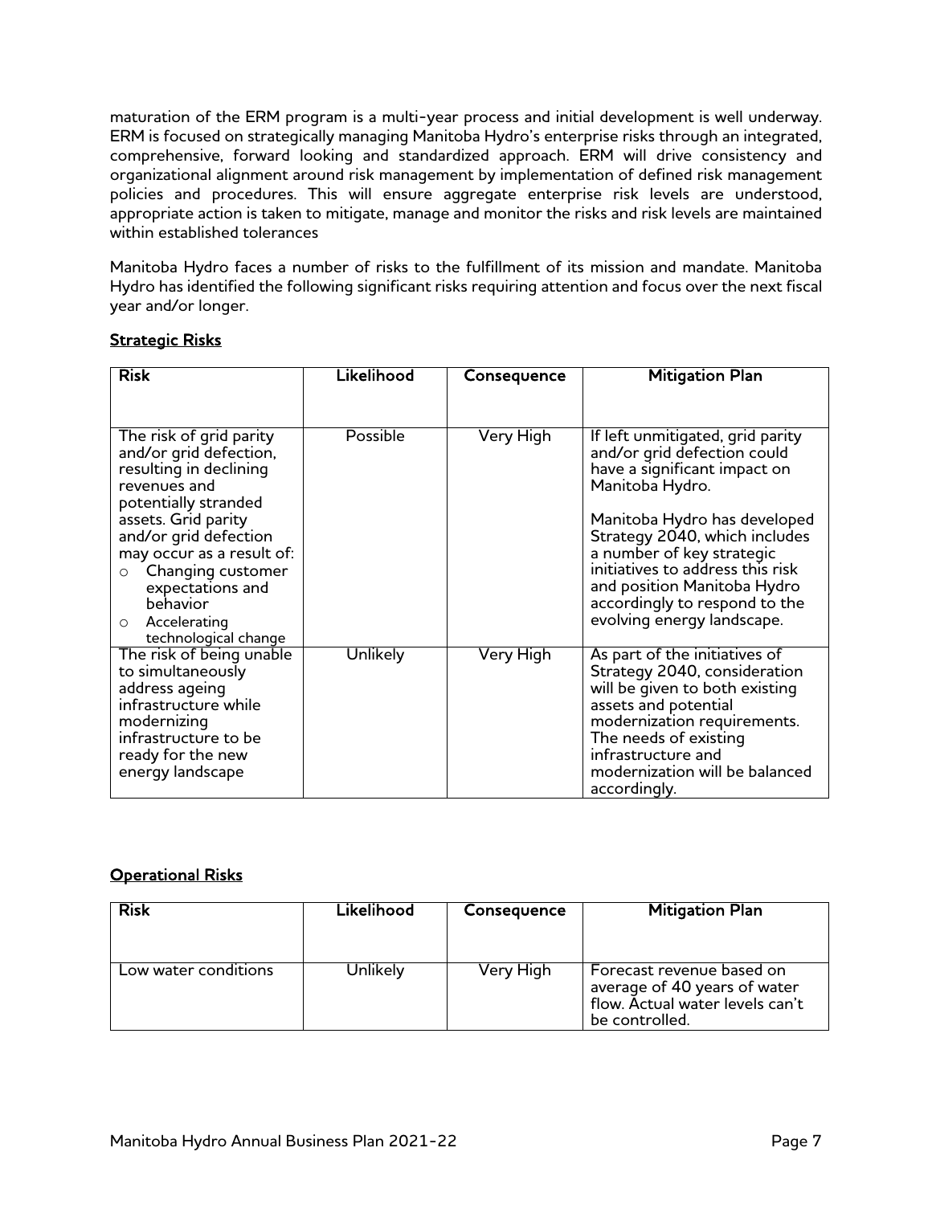maturation of the ERM program is a multi-year process and initial development is well underway. ERM is focused on strategically managing Manitoba Hydro's enterprise risks through an integrated, comprehensive, forward looking and standardized approach. ERM will drive consistency and organizational alignment around risk management by implementation of defined risk management policies and procedures. This will ensure aggregate enterprise risk levels are understood, appropriate action is taken to mitigate, manage and monitor the risks and risk levels are maintained within established tolerances

Manitoba Hydro faces a number of risks to the fulfillment of its mission and mandate. Manitoba Hydro has identified the following significant risks requiring attention and focus over the next fiscal year and/or longer.

**Strategic Risks**

| Risk | Likelihood | Consequence | Mitigation Plan |
|---|---|---|---|
| The risk of grid parity and/or grid defection, resulting in declining revenues and potentially stranded assets. Grid parity and/or grid defection may occur as a result of:<br>○ Changing customer expectations and behavior<br>○ Accelerating technological change | Possible | Very High | If left unmitigated, grid parity and/or grid defection could have a significant impact on Manitoba Hydro.<br><br>Manitoba Hydro has developed Strategy 2040, which includes a number of key strategic initiatives to address this risk and position Manitoba Hydro accordingly to respond to the evolving energy landscape. |
| The risk of being unable to simultaneously address ageing infrastructure while modernizing infrastructure to be ready for the new energy landscape | Unlikely | Very High | As part of the initiatives of Strategy 2040, consideration will be given to both existing assets and potential modernization requirements. The needs of existing infrastructure and modernization will be balanced accordingly. |

**Operational Risks**

| Risk | Likelihood | Consequence | Mitigation Plan |
|---|---|---|---|
| Low water conditions | Unlikely | Very High | Forecast revenue based on average of 40 years of water flow. Actual water levels can't be controlled. |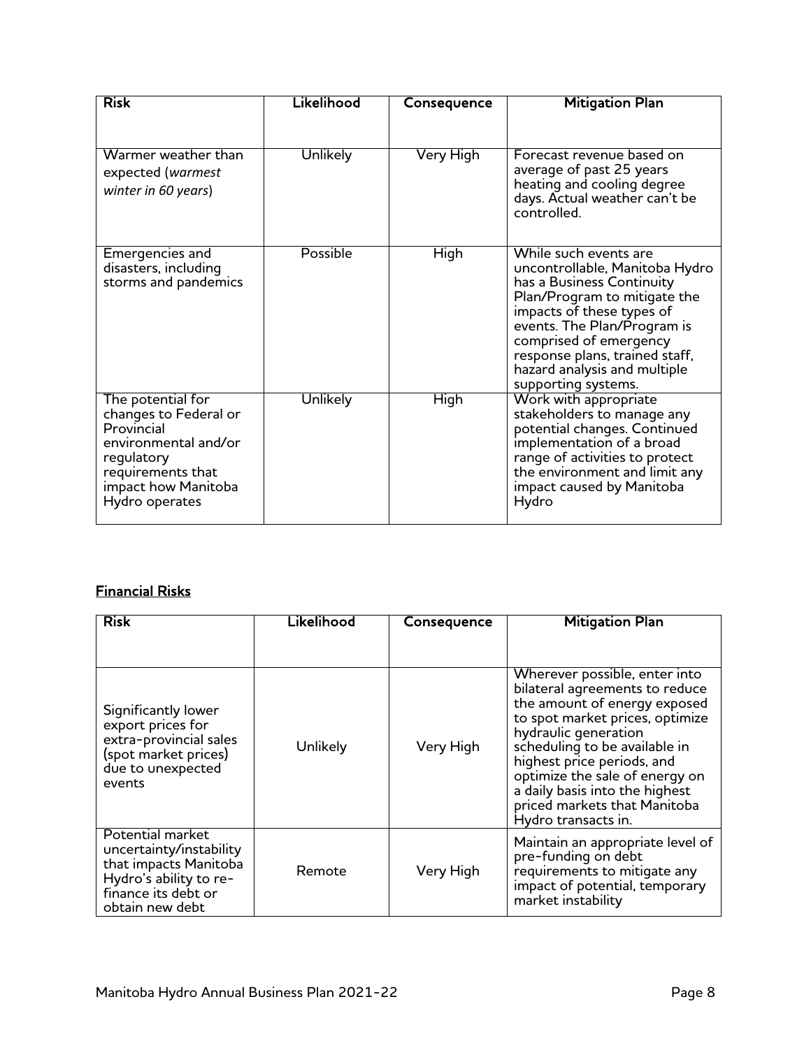| Risk | Likelihood | Consequence | Mitigation Plan |
| --- | --- | --- | --- |
| Warmer weather than expected (*warmest winter in 60 years*) | Unlikely | Very High | Forecast revenue based on average of past 25 years heating and cooling degree days. Actual weather can't be controlled. |
| Emergencies and disasters, including storms and pandemics | Possible | High | While such events are uncontrollable, Manitoba Hydro has a Business Continuity Plan/Program to mitigate the impacts of these types of events. The Plan/Program is comprised of emergency response plans, trained staff, hazard analysis and multiple supporting systems. |
| The potential for changes to Federal or Provincial environmental and/or regulatory requirements that impact how Manitoba Hydro operates | Unlikely | High | Work with appropriate stakeholders to manage any potential changes. Continued implementation of a broad range of activities to protect the environment and limit any impact caused by Manitoba Hydro |

**Financial Risks**

| Risk | Likelihood | Consequence | Mitigation Plan |
| --- | --- | --- | --- |
| Significantly lower export prices for extra-provincial sales (spot market prices) due to unexpected events | Unlikely | Very High | Wherever possible, enter into bilateral agreements to reduce the amount of energy exposed to spot market prices, optimize hydraulic generation scheduling to be available in highest price periods, and optimize the sale of energy on a daily basis into the highest priced markets that Manitoba Hydro transacts in. |
| Potential market uncertainty/instability that impacts Manitoba Hydro's ability to re-finance its debt or obtain new debt | Remote | Very High | Maintain an appropriate level of pre-funding on debt requirements to mitigate any impact of potential, temporary market instability |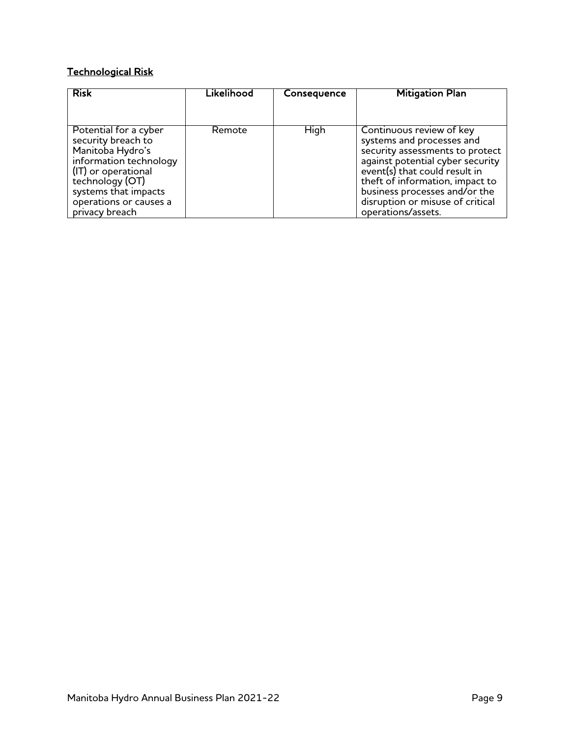## Technological Risk

| Risk | Likelihood | Consequence | Mitigation Plan |
|---|---|---|---|
| Potential for a cyber security breach to Manitoba Hydro's information technology (IT) or operational technology (OT) systems that impacts operations or causes a privacy breach | Remote | High | Continuous review of key systems and processes and security assessments to protect against potential cyber security event(s) that could result in theft of information, impact to business processes and/or the disruption or misuse of critical operations/assets. |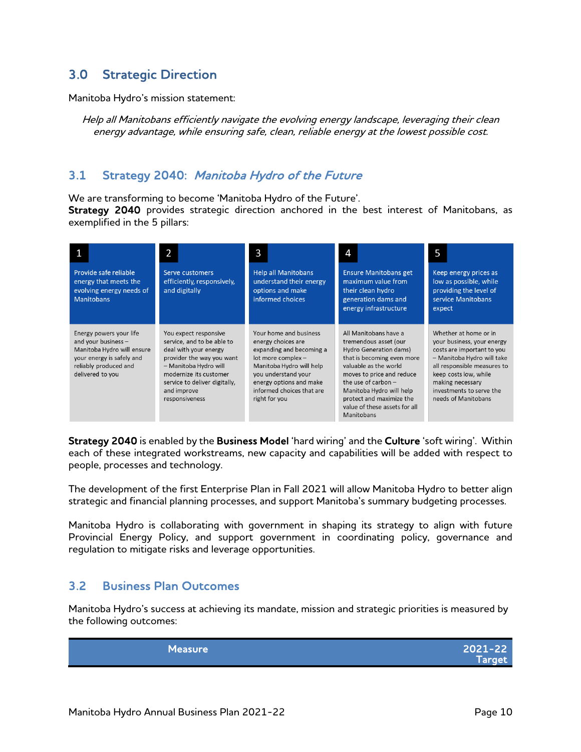## 3.0 Strategic Direction

Manitoba Hydro's mission statement:

*Help all Manitobans efficiently navigate the evolving energy landscape, leveraging their clean energy advantage, while ensuring safe, clean, reliable energy at the lowest possible cost.*

## 3.1 Strategy 2040: *Manitoba Hydro of the Future*

We are transforming to become 'Manitoba Hydro of the Future'.
**Strategy 2040** provides strategic direction anchored in the best interest of Manitobans, as exemplified in the 5 pillars:

| 1 | 2 | 3 | 4 | 5 |
|---|---|---|---|---|
| Provide safe reliable energy that meets the evolving energy needs of Manitobans | Serve customers efficiently, responsively, and digitally | Help all Manitobans understand their energy options and make informed choices | Ensure Manitobans get maximum value from their clean hydro generation dams and energy infrastructure | Keep energy prices as low as possible, while providing the level of service Manitobans expect |
| Energy powers your life and your business – Manitoba Hydro will ensure your energy is safely and reliably produced and delivered to you | You expect responsive service, and to be able to deal with your energy provider the way you want – Manitoba Hydro will modernize its customer service to deliver digitally, and improve responsiveness | Your home and business energy choices are expanding and becoming a lot more complex – Manitoba Hydro will help you understand your energy options and make informed choices that are right for you | All Manitobans have a tremendous asset (our Hydro Generation dams) that is becoming even more valuable as the world moves to price and reduce the use of carbon – Manitoba Hydro will help protect and maximize the value of these assets for all Manitobans | Whether at home or in your business, your energy costs are important to you – Manitoba Hydro will take all responsible measures to keep costs low, while making necessary investments to serve the needs of Manitobans |

**Strategy 2040** is enabled by the **Business Model** 'hard wiring' and the **Culture** 'soft wiring'. Within each of these integrated workstreams, new capacity and capabilities will be added with respect to people, processes and technology.

The development of the first Enterprise Plan in Fall 2021 will allow Manitoba Hydro to better align strategic and financial planning processes, and support Manitoba's summary budgeting processes.

Manitoba Hydro is collaborating with government in shaping its strategy to align with future Provincial Energy Policy, and support government in coordinating policy, governance and regulation to mitigate risks and leverage opportunities.

## 3.2 Business Plan Outcomes

Manitoba Hydro's success at achieving its mandate, mission and strategic priorities is measured by the following outcomes:

| Measure | 2021-22 Target |
|---|---|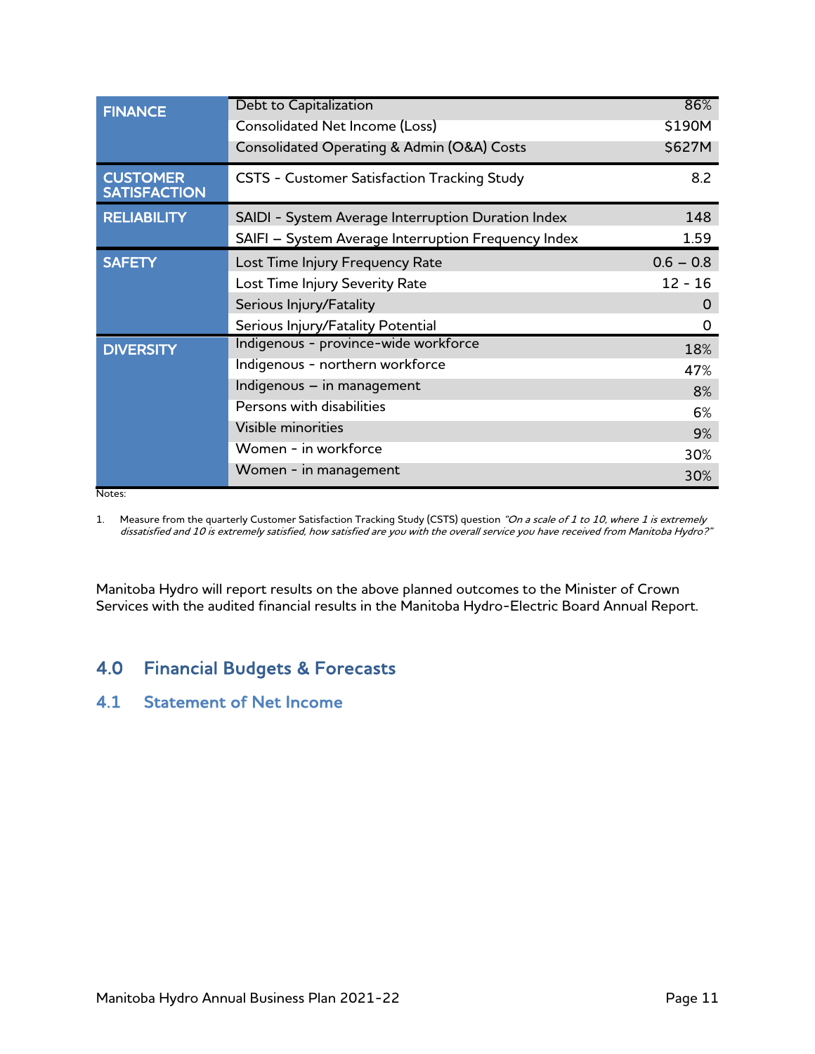| | | |
|---|---|---|
| **FINANCE** | Debt to Capitalization | 86% |
| | Consolidated Net Income (Loss) | $190M |
| | Consolidated Operating & Admin (O&A) Costs | $627M |
| **CUSTOMER SATISFACTION** | CSTS - Customer Satisfaction Tracking Study | 8.2 |
| **RELIABILITY** | SAIDI - System Average Interruption Duration Index | 148 |
| | SAIFI – System Average Interruption Frequency Index | 1.59 |
| **SAFETY** | Lost Time Injury Frequency Rate | 0.6 – 0.8 |
| | Lost Time Injury Severity Rate | 12 - 16 |
| | Serious Injury/Fatality | 0 |
| | Serious Injury/Fatality Potential | 0 |
| **DIVERSITY** | Indigenous - province-wide workforce | 18% |
| | Indigenous - northern workforce | 47% |
| | Indigenous – in management | 8% |
| | Persons with disabilities | 6% |
| | Visible minorities | 9% |
| | Women - in workforce | 30% |
| | Women - in management | 30% |

Notes:

1. Measure from the quarterly Customer Satisfaction Tracking Study (CSTS) question *"On a scale of 1 to 10, where 1 is extremely dissatisfied and 10 is extremely satisfied, how satisfied are you with the overall service you have received from Manitoba Hydro?"*

Manitoba Hydro will report results on the above planned outcomes to the Minister of Crown Services with the audited financial results in the Manitoba Hydro-Electric Board Annual Report.

# 4.0 Financial Budgets & Forecasts

## 4.1 Statement of Net Income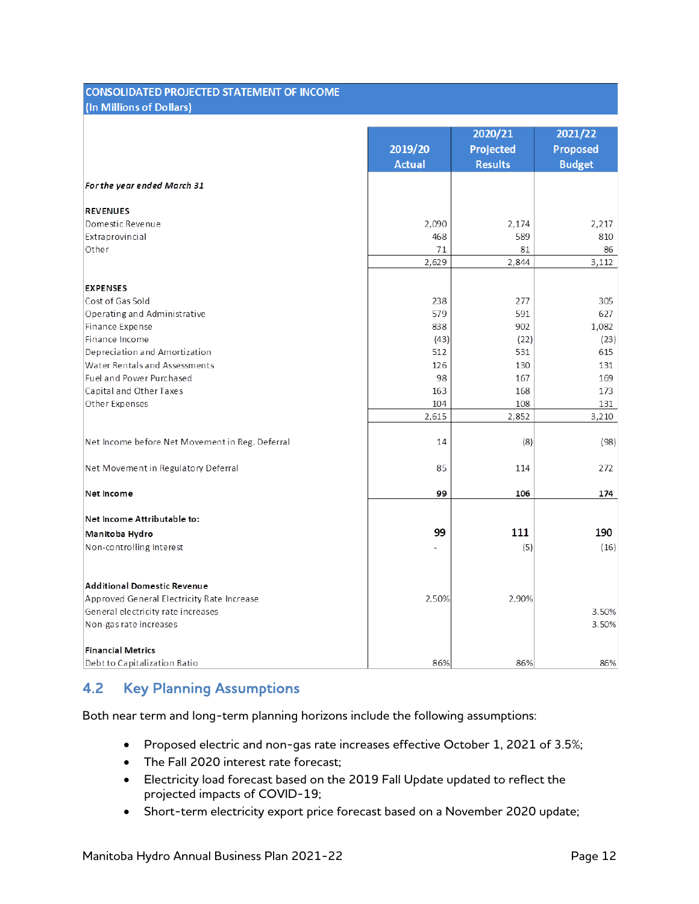| CONSOLIDATED PROJECTED STATEMENT OF INCOME (In Millions of Dollars) | 2019/20 Actual | 2020/21 Projected Results | 2021/22 Proposed Budget |
|---|---|---|---|
| *For the year ended March 31* | | | |
| **REVENUES** | | | |
| Domestic Revenue | 2,090 | 2,174 | 2,217 |
| Extraprovincial | 468 | 589 | 810 |
| Other | 71 | 81 | 86 |
| | 2,629 | 2,844 | 3,112 |
| **EXPENSES** | | | |
| Cost of Gas Sold | 238 | 277 | 305 |
| Operating and Administrative | 579 | 591 | 627 |
| Finance Expense | 838 | 902 | 1,082 |
| Finance Income | (43) | (22) | (23) |
| Depreciation and Amortization | 512 | 531 | 615 |
| Water Rentals and Assessments | 126 | 130 | 131 |
| Fuel and Power Purchased | 98 | 167 | 169 |
| Capital and Other Taxes | 163 | 168 | 173 |
| Other Expenses | 104 | 108 | 131 |
| | 2,615 | 2,852 | 3,210 |
| Net Income before Net Movement in Reg. Deferral | 14 | (8) | (98) |
| Net Movement in Regulatory Deferral | 85 | 114 | 272 |
| **Net Income** | **99** | **106** | **174** |
| **Net Income Attributable to:** | | | |
| **Manitoba Hydro** | **99** | **111** | **190** |
| Non-controlling Interest | - | (5) | (16) |
| **Additional Domestic Revenue** | | | |
| Approved General Electricity Rate Increase | 2.50% | 2.90% | |
| General electricity rate increases | | | 3.50% |
| Non-gas rate increases | | | 3.50% |
| **Financial Metrics** | | | |
| Debt to Capitalization Ratio | 86% | 86% | 86% |

## 4.2 Key Planning Assumptions

Both near term and long-term planning horizons include the following assumptions:

- Proposed electric and non-gas rate increases effective October 1, 2021 of 3.5%;
- The Fall 2020 interest rate forecast;
- Electricity load forecast based on the 2019 Fall Update updated to reflect the projected impacts of COVID-19;
- Short-term electricity export price forecast based on a November 2020 update;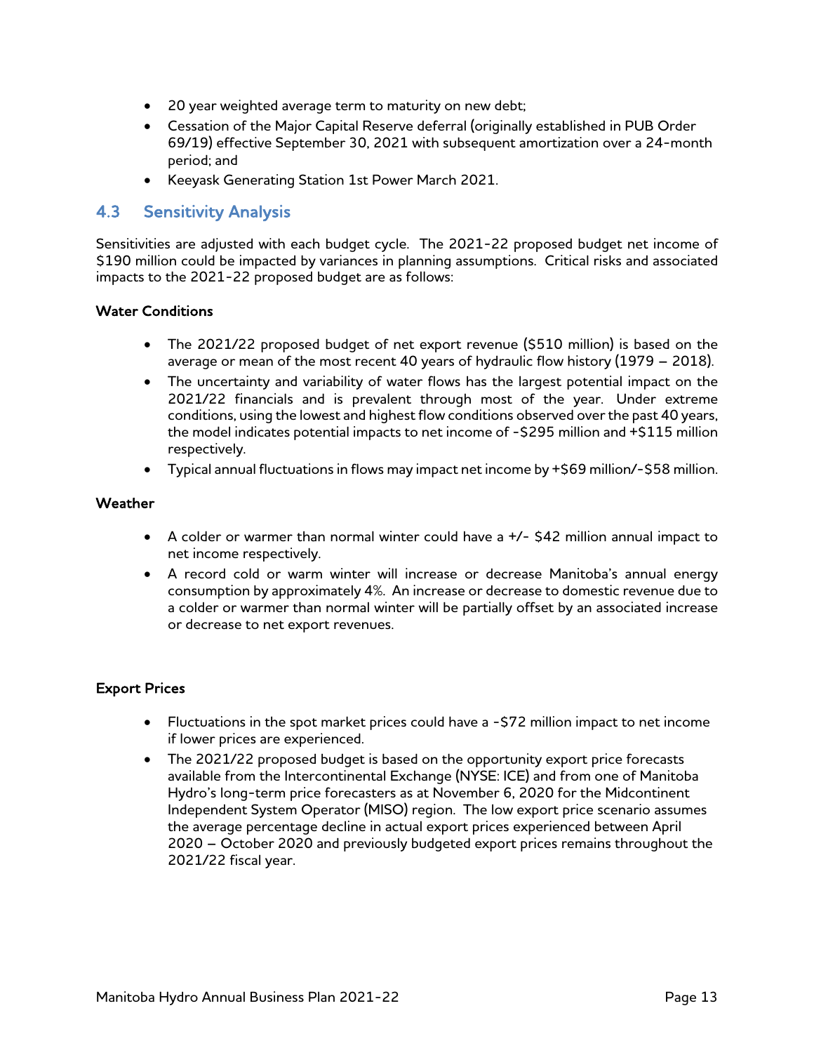- 20 year weighted average term to maturity on new debt;
- Cessation of the Major Capital Reserve deferral (originally established in PUB Order 69/19) effective September 30, 2021 with subsequent amortization over a 24-month period; and
- Keeyask Generating Station 1st Power March 2021.

## 4.3 Sensitivity Analysis

Sensitivities are adjusted with each budget cycle. The 2021-22 proposed budget net income of $190 million could be impacted by variances in planning assumptions. Critical risks and associated impacts to the 2021-22 proposed budget are as follows:

**Water Conditions**

- The 2021/22 proposed budget of net export revenue ($510 million) is based on the average or mean of the most recent 40 years of hydraulic flow history (1979 – 2018).
- The uncertainty and variability of water flows has the largest potential impact on the 2021/22 financials and is prevalent through most of the year. Under extreme conditions, using the lowest and highest flow conditions observed over the past 40 years, the model indicates potential impacts to net income of -$295 million and +$115 million respectively.
- Typical annual fluctuations in flows may impact net income by +$69 million/-$58 million.

**Weather**

- A colder or warmer than normal winter could have a +/- $42 million annual impact to net income respectively.
- A record cold or warm winter will increase or decrease Manitoba's annual energy consumption by approximately 4%. An increase or decrease to domestic revenue due to a colder or warmer than normal winter will be partially offset by an associated increase or decrease to net export revenues.

**Export Prices**

- Fluctuations in the spot market prices could have a -$72 million impact to net income if lower prices are experienced.
- The 2021/22 proposed budget is based on the opportunity export price forecasts available from the Intercontinental Exchange (NYSE: ICE) and from one of Manitoba Hydro's long-term price forecasters as at November 6, 2020 for the Midcontinent Independent System Operator (MISO) region. The low export price scenario assumes the average percentage decline in actual export prices experienced between April 2020 – October 2020 and previously budgeted export prices remains throughout the 2021/22 fiscal year.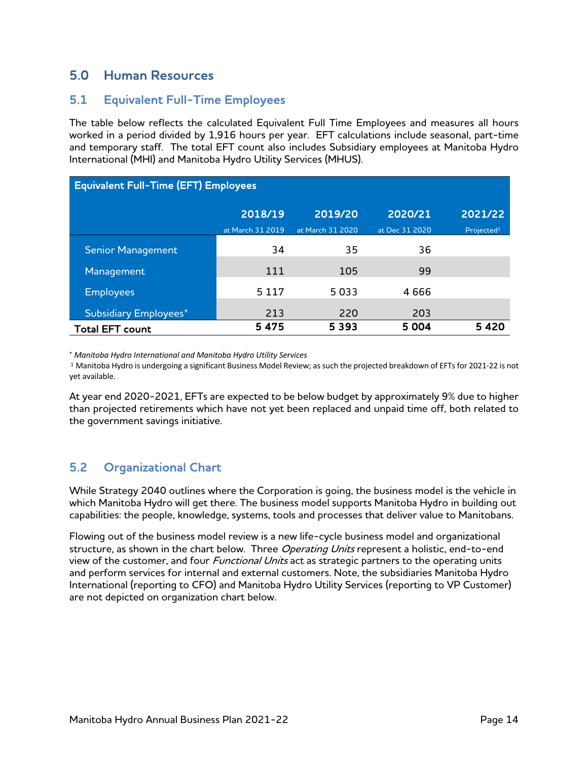## 5.0 Human Resources

### 5.1 Equivalent Full-Time Employees

The table below reflects the calculated Equivalent Full Time Employees and measures all hours worked in a period divided by 1,916 hours per year. EFT calculations include seasonal, part-time and temporary staff. The total EFT count also includes Subsidiary employees at Manitoba Hydro International (MHI) and Manitoba Hydro Utility Services (MHUS).

| Equivalent Full-Time (EFT) Employees | 2018/19 at March 31 2019 | 2019/20 at March 31 2020 | 2020/21 at Dec 31 2020 | 2021/22 Projected[1] |
|---|---|---|---|---|
| Senior Management | 34 | 35 | 36 | |
| Management | 111 | 105 | 99 | |
| Employees | 5 117 | 5 033 | 4 666 | |
| Subsidiary Employees* | 213 | 220 | 203 | |
| **Total EFT count** | **5 475** | **5 393** | **5 004** | **5 420** |

\* *Manitoba Hydro International and Manitoba Hydro Utility Services*

[1] Manitoba Hydro is undergoing a significant Business Model Review; as such the projected breakdown of EFTs for 2021-22 is not yet available.

At year end 2020-2021, EFTs are expected to be below budget by approximately 9% due to higher than projected retirements which have not yet been replaced and unpaid time off, both related to the government savings initiative.

### 5.2 Organizational Chart

While Strategy 2040 outlines where the Corporation is going, the business model is the vehicle in which Manitoba Hydro will get there. The business model supports Manitoba Hydro in building out capabilities: the people, knowledge, systems, tools and processes that deliver value to Manitobans.

Flowing out of the business model review is a new life-cycle business model and organizational structure, as shown in the chart below. Three *Operating Units* represent a holistic, end-to-end view of the customer, and four *Functional Units* act as strategic partners to the operating units and perform services for internal and external customers. Note, the subsidiaries Manitoba Hydro International (reporting to CFO) and Manitoba Hydro Utility Services (reporting to VP Customer) are not depicted on organization chart below.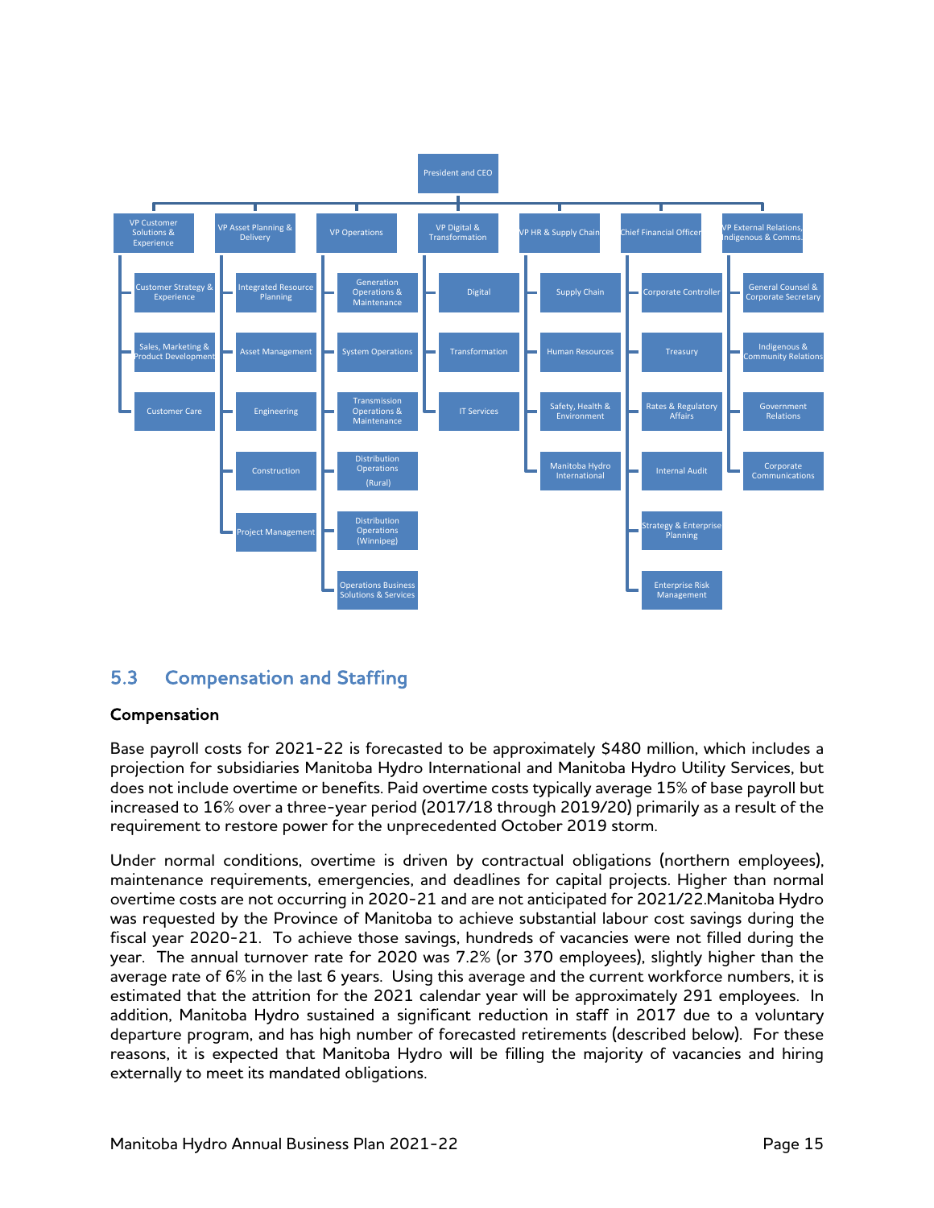- President and CEO
  - VP Customer Solutions & Experience
    - Customer Strategy & Experience
    - Sales, Marketing & Product Development
    - Customer Care
  - VP Asset Planning & Delivery
    - Integrated Resource Planning
    - Asset Management
    - Engineering
    - Construction
    - Project Management
  - VP Operations
    - Generation Operations & Maintenance
    - System Operations
    - Transmission Operations & Maintenance
    - Distribution Operations (Rural)
    - Distribution Operations (Winnipeg)
    - Operations Business Solutions & Services
  - VP Digital & Transformation
    - Digital
    - Transformation
    - IT Services
  - VP HR & Supply Chain
    - Supply Chain
    - Human Resources
    - Safety, Health & Environment
    - Manitoba Hydro International
  - Chief Financial Officer
    - Corporate Controller
    - Treasury
    - Rates & Regulatory Affairs
    - Internal Audit
    - Strategy & Enterprise Planning
    - Enterprise Risk Management
  - VP External Relations, Indigenous & Comms.
    - General Counsel & Corporate Secretary
    - Indigenous & Community Relations
    - Government Relations
    - Corporate Communications

## 5.3 Compensation and Staffing

**Compensation**

Base payroll costs for 2021-22 is forecasted to be approximately $480 million, which includes a projection for subsidiaries Manitoba Hydro International and Manitoba Hydro Utility Services, but does not include overtime or benefits. Paid overtime costs typically average 15% of base payroll but increased to 16% over a three-year period (2017/18 through 2019/20) primarily as a result of the requirement to restore power for the unprecedented October 2019 storm.

Under normal conditions, overtime is driven by contractual obligations (northern employees), maintenance requirements, emergencies, and deadlines for capital projects. Higher than normal overtime costs are not occurring in 2020-21 and are not anticipated for 2021/22.Manitoba Hydro was requested by the Province of Manitoba to achieve substantial labour cost savings during the fiscal year 2020-21. To achieve those savings, hundreds of vacancies were not filled during the year. The annual turnover rate for 2020 was 7.2% (or 370 employees), slightly higher than the average rate of 6% in the last 6 years. Using this average and the current workforce numbers, it is estimated that the attrition for the 2021 calendar year will be approximately 291 employees. In addition, Manitoba Hydro sustained a significant reduction in staff in 2017 due to a voluntary departure program, and has high number of forecasted retirements (described below). For these reasons, it is expected that Manitoba Hydro will be filling the majority of vacancies and hiring externally to meet its mandated obligations.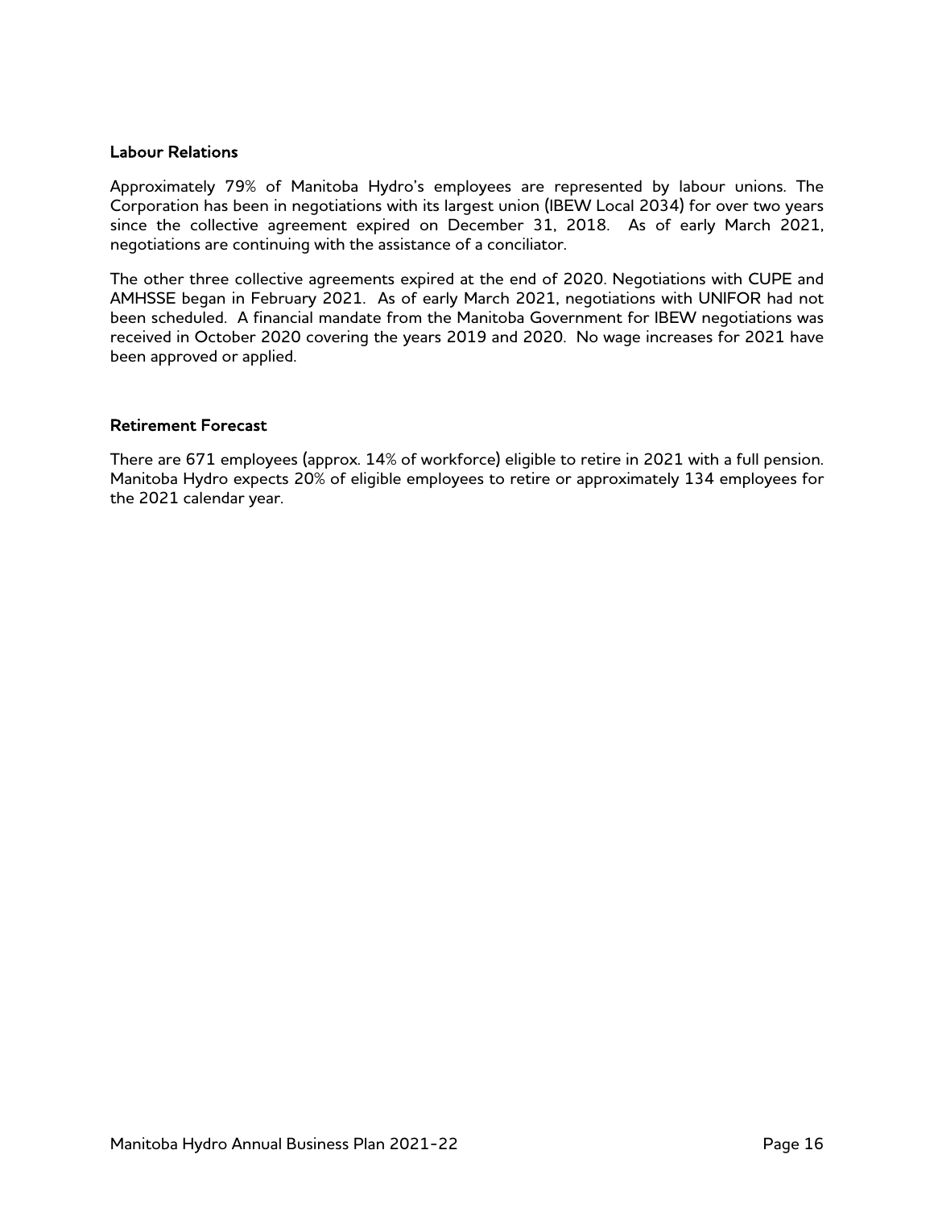## Labour Relations

Approximately 79% of Manitoba Hydro's employees are represented by labour unions. The Corporation has been in negotiations with its largest union (IBEW Local 2034) for over two years since the collective agreement expired on December 31, 2018. As of early March 2021, negotiations are continuing with the assistance of a conciliator.

The other three collective agreements expired at the end of 2020. Negotiations with CUPE and AMHSSE began in February 2021. As of early March 2021, negotiations with UNIFOR had not been scheduled. A financial mandate from the Manitoba Government for IBEW negotiations was received in October 2020 covering the years 2019 and 2020. No wage increases for 2021 have been approved or applied.

## Retirement Forecast

There are 671 employees (approx. 14% of workforce) eligible to retire in 2021 with a full pension. Manitoba Hydro expects 20% of eligible employees to retire or approximately 134 employees for the 2021 calendar year.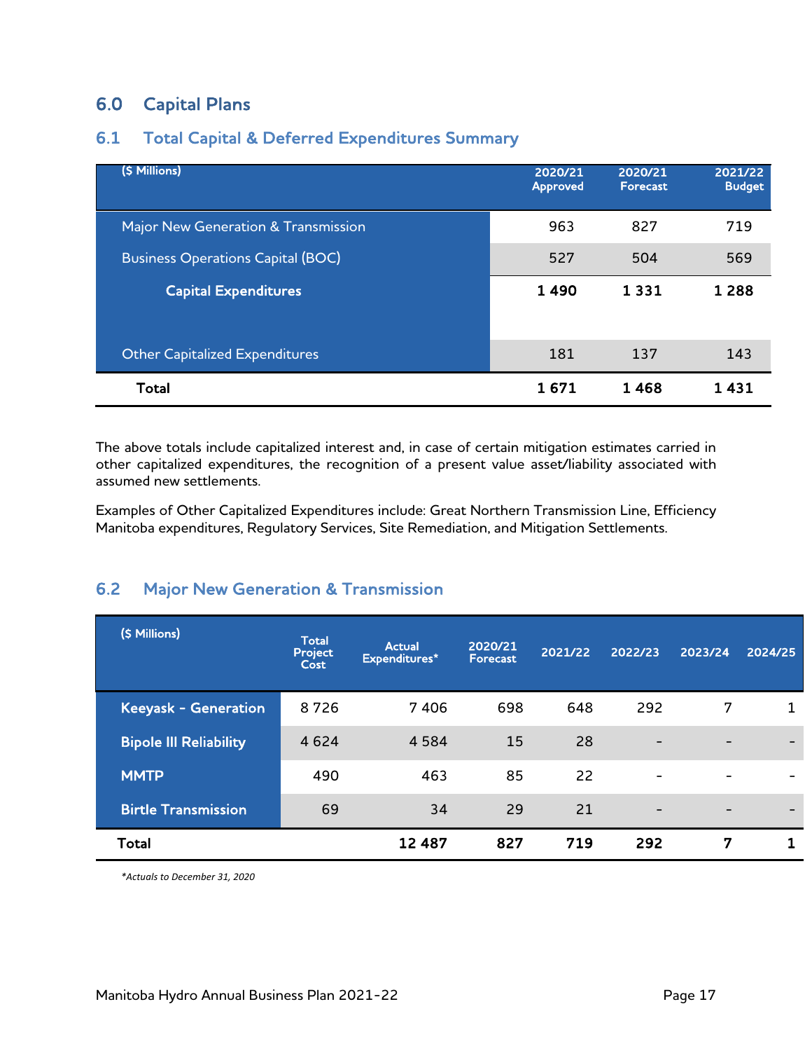## 6.0 Capital Plans

### 6.1 Total Capital & Deferred Expenditures Summary

| ($ Millions) | 2020/21 Approved | 2020/21 Forecast | 2021/22 Budget |
|---|---|---|---|
| Major New Generation & Transmission | 963 | 827 | 719 |
| Business Operations Capital (BOC) | 527 | 504 | 569 |
| **Capital Expenditures** | **1 490** | **1 331** | **1 288** |
| Other Capitalized Expenditures | 181 | 137 | 143 |
| **Total** | **1 671** | **1 468** | **1 431** |

The above totals include capitalized interest and, in case of certain mitigation estimates carried in other capitalized expenditures, the recognition of a present value asset/liability associated with assumed new settlements.

Examples of Other Capitalized Expenditures include: Great Northern Transmission Line, Efficiency Manitoba expenditures, Regulatory Services, Site Remediation, and Mitigation Settlements.

### 6.2 Major New Generation & Transmission

| ($ Millions) | Total Project Cost | Actual Expenditures* | 2020/21 Forecast | 2021/22 | 2022/23 | 2023/24 | 2024/25 |
|---|---|---|---|---|---|---|---|
| **Keeyask - Generation** | 8 726 | 7 406 | 698 | 648 | 292 | 7 | 1 |
| **Bipole III Reliability** | 4 624 | 4 584 | 15 | 28 | - | - | - |
| **MMTP** | 490 | 463 | 85 | 22 | - | - | - |
| **Birtle Transmission** | 69 | 34 | 29 | 21 | - | - | - |
| **Total** | | **12 487** | **827** | **719** | **292** | **7** | **1** |

*\*Actuals to December 31, 2020*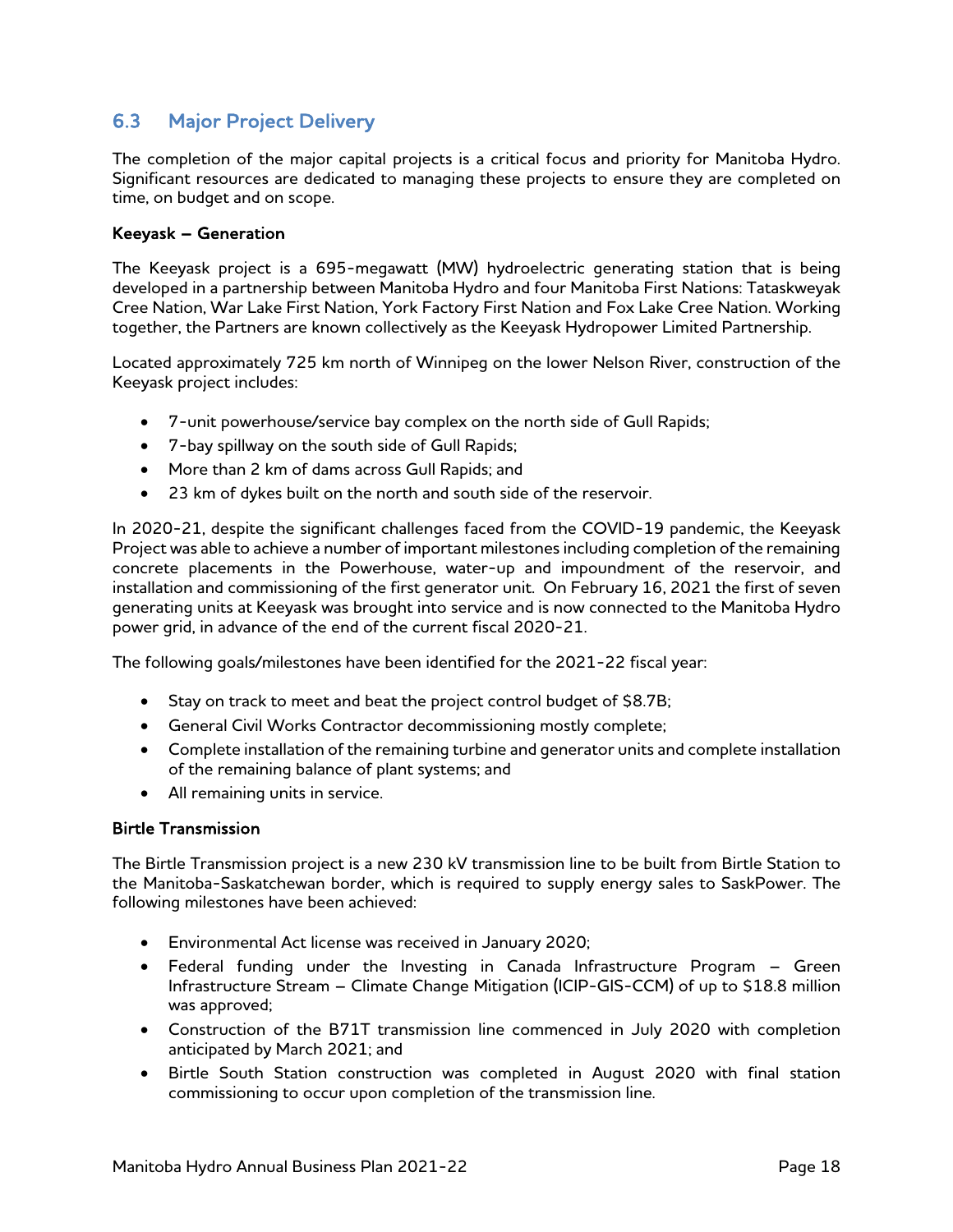## 6.3 Major Project Delivery

The completion of the major capital projects is a critical focus and priority for Manitoba Hydro. Significant resources are dedicated to managing these projects to ensure they are completed on time, on budget and on scope.

**Keeyask – Generation**

The Keeyask project is a 695-megawatt (MW) hydroelectric generating station that is being developed in a partnership between Manitoba Hydro and four Manitoba First Nations: Tataskweyak Cree Nation, War Lake First Nation, York Factory First Nation and Fox Lake Cree Nation. Working together, the Partners are known collectively as the Keeyask Hydropower Limited Partnership.

Located approximately 725 km north of Winnipeg on the lower Nelson River, construction of the Keeyask project includes:

- 7-unit powerhouse/service bay complex on the north side of Gull Rapids;
- 7-bay spillway on the south side of Gull Rapids;
- More than 2 km of dams across Gull Rapids; and
- 23 km of dykes built on the north and south side of the reservoir.

In 2020-21, despite the significant challenges faced from the COVID-19 pandemic, the Keeyask Project was able to achieve a number of important milestones including completion of the remaining concrete placements in the Powerhouse, water-up and impoundment of the reservoir, and installation and commissioning of the first generator unit. On February 16, 2021 the first of seven generating units at Keeyask was brought into service and is now connected to the Manitoba Hydro power grid, in advance of the end of the current fiscal 2020-21.

The following goals/milestones have been identified for the 2021-22 fiscal year:

- Stay on track to meet and beat the project control budget of $8.7B;
- General Civil Works Contractor decommissioning mostly complete;
- Complete installation of the remaining turbine and generator units and complete installation of the remaining balance of plant systems; and
- All remaining units in service.

**Birtle Transmission**

The Birtle Transmission project is a new 230 kV transmission line to be built from Birtle Station to the Manitoba-Saskatchewan border, which is required to supply energy sales to SaskPower. The following milestones have been achieved:

- Environmental Act license was received in January 2020;
- Federal funding under the Investing in Canada Infrastructure Program – Green Infrastructure Stream – Climate Change Mitigation (ICIP-GIS-CCM) of up to $18.8 million was approved;
- Construction of the B71T transmission line commenced in July 2020 with completion anticipated by March 2021; and
- Birtle South Station construction was completed in August 2020 with final station commissioning to occur upon completion of the transmission line.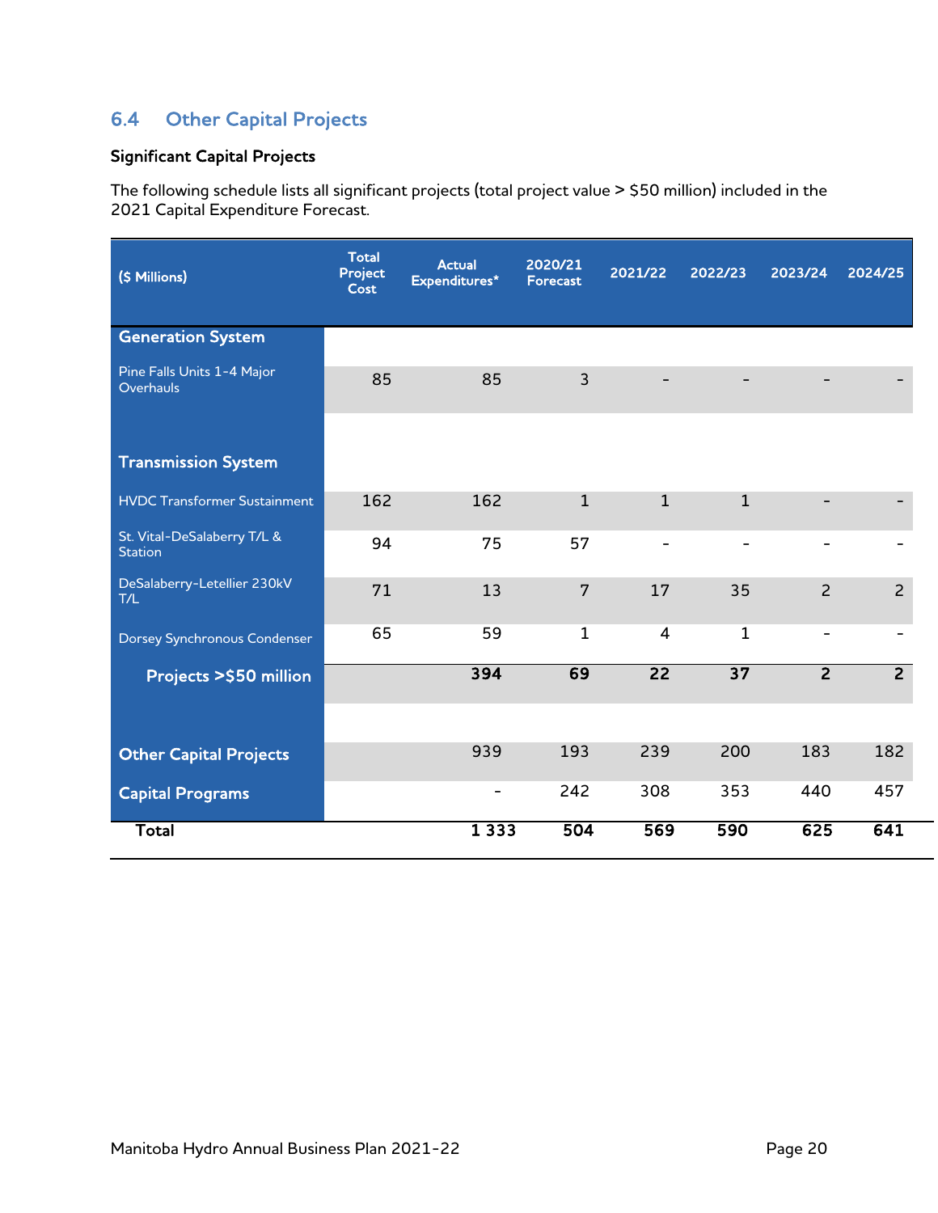## 6.4 Other Capital Projects

**Significant Capital Projects**

The following schedule lists all significant projects (total project value > $50 million) included in the 2021 Capital Expenditure Forecast.

| ($ Millions) | Total Project Cost | Actual Expenditures* | 2020/21 Forecast | 2021/22 | 2022/23 | 2023/24 | 2024/25 |
|---|---|---|---|---|---|---|---|
| **Generation System** | | | | | | | |
| Pine Falls Units 1-4 Major Overhauls | 85 | 85 | 3 | - | - | - | - |
| **Transmission System** | | | | | | | |
| HVDC Transformer Sustainment | 162 | 162 | 1 | 1 | 1 | - | - |
| St. Vital-DeSalaberry T/L & Station | 94 | 75 | 57 | - | - | - | - |
| DeSalaberry-Letellier 230kV T/L | 71 | 13 | 7 | 17 | 35 | 2 | 2 |
| Dorsey Synchronous Condenser | 65 | 59 | 1 | 4 | 1 | - | - |
| **Projects >$50 million** | | **394** | **69** | **22** | **37** | **2** | **2** |
| **Other Capital Projects** | | 939 | 193 | 239 | 200 | 183 | 182 |
| **Capital Programs** | | - | 242 | 308 | 353 | 440 | 457 |
| **Total** | | **1 333** | **504** | **569** | **590** | **625** | **641** |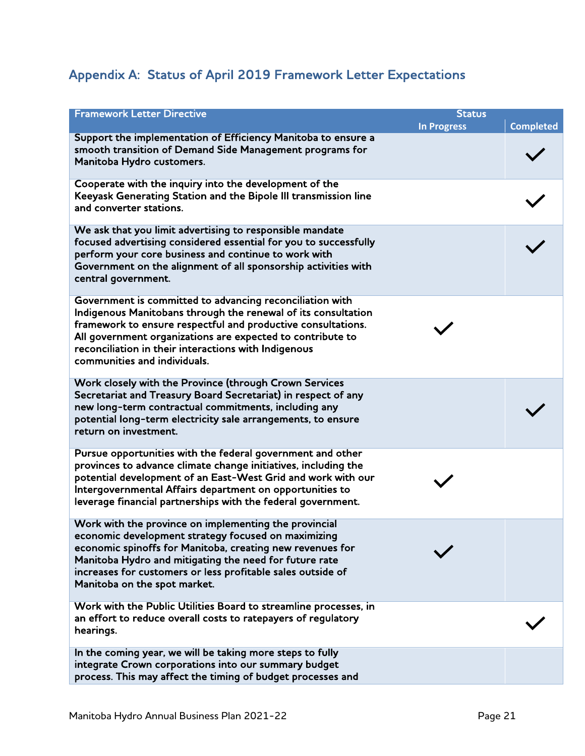## Appendix A: Status of April 2019 Framework Letter Expectations

| Framework Letter Directive | Status | |
|---|---|---|
| | In Progress | Completed |
| Support the implementation of Efficiency Manitoba to ensure a smooth transition of Demand Side Management programs for Manitoba Hydro customers. | | ✓ |
| Cooperate with the inquiry into the development of the Keeyask Generating Station and the Bipole III transmission line and converter stations. | | ✓ |
| We ask that you limit advertising to responsible mandate focused advertising considered essential for you to successfully perform your core business and continue to work with Government on the alignment of all sponsorship activities with central government. | | ✓ |
| Government is committed to advancing reconciliation with Indigenous Manitobans through the renewal of its consultation framework to ensure respectful and productive consultations. All government organizations are expected to contribute to reconciliation in their interactions with Indigenous communities and individuals. | ✓ | |
| Work closely with the Province (through Crown Services Secretariat and Treasury Board Secretariat) in respect of any new long-term contractual commitments, including any potential long-term electricity sale arrangements, to ensure return on investment. | | ✓ |
| Pursue opportunities with the federal government and other provinces to advance climate change initiatives, including the potential development of an East-West Grid and work with our Intergovernmental Affairs department on opportunities to leverage financial partnerships with the federal government. | ✓ | |
| Work with the province on implementing the provincial economic development strategy focused on maximizing economic spinoffs for Manitoba, creating new revenues for Manitoba Hydro and mitigating the need for future rate increases for customers or less profitable sales outside of Manitoba on the spot market. | ✓ | |
| Work with the Public Utilities Board to streamline processes, in an effort to reduce overall costs to ratepayers of regulatory hearings. | | ✓ |
| In the coming year, we will be taking more steps to fully integrate Crown corporations into our summary budget process. This may affect the timing of budget processes and | | |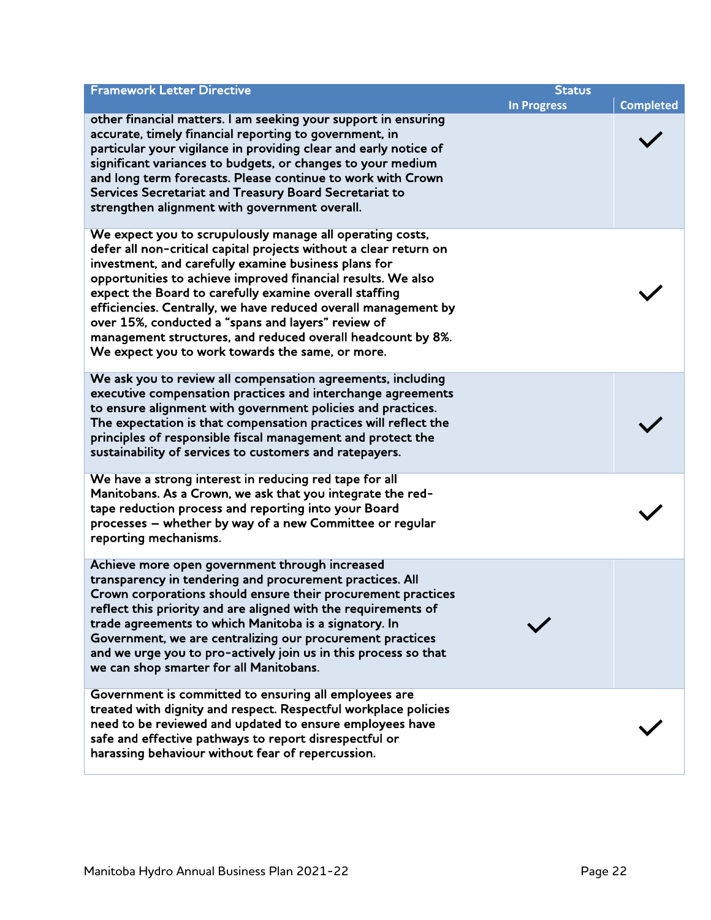| Framework Letter Directive | Status | |
|---|---|---|
| | In Progress | Completed |
| other financial matters. I am seeking your support in ensuring accurate, timely financial reporting to government, in particular your vigilance in providing clear and early notice of significant variances to budgets, or changes to your medium and long term forecasts. Please continue to work with Crown Services Secretariat and Treasury Board Secretariat to strengthen alignment with government overall. | | ✓ |
| We expect you to scrupulously manage all operating costs, defer all non-critical capital projects without a clear return on investment, and carefully examine business plans for opportunities to achieve improved financial results. We also expect the Board to carefully examine overall staffing efficiencies. Centrally, we have reduced overall management by over 15%, conducted a "spans and layers" review of management structures, and reduced overall headcount by 8%. We expect you to work towards the same, or more. | | ✓ |
| We ask you to review all compensation agreements, including executive compensation practices and interchange agreements to ensure alignment with government policies and practices. The expectation is that compensation practices will reflect the principles of responsible fiscal management and protect the sustainability of services to customers and ratepayers. | | ✓ |
| We have a strong interest in reducing red tape for all Manitobans. As a Crown, we ask that you integrate the red-tape reduction process and reporting into your Board processes – whether by way of a new Committee or regular reporting mechanisms. | | ✓ |
| Achieve more open government through increased transparency in tendering and procurement practices. All Crown corporations should ensure their procurement practices reflect this priority and are aligned with the requirements of trade agreements to which Manitoba is a signatory. In Government, we are centralizing our procurement practices and we urge you to pro-actively join us in this process so that we can shop smarter for all Manitobans. | ✓ | |
| Government is committed to ensuring all employees are treated with dignity and respect. Respectful workplace policies need to be reviewed and updated to ensure employees have safe and effective pathways to report disrespectful or harassing behaviour without fear of repercussion. | | ✓ |